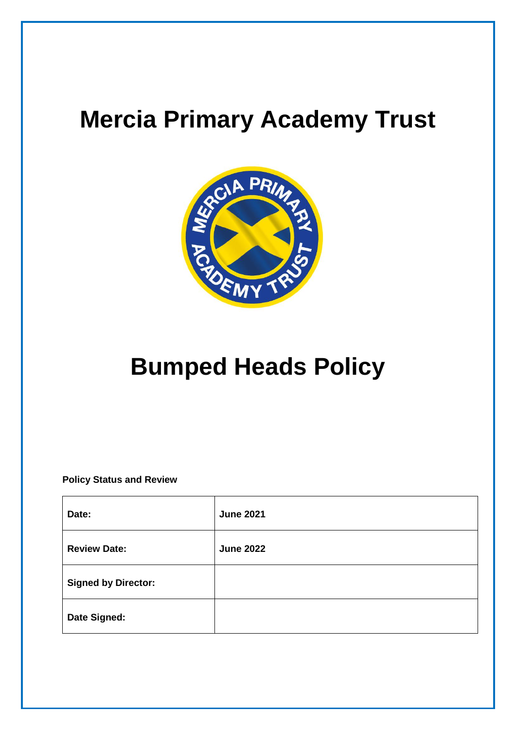# Mercia Primary Academy Trust

# Bumped Heads Policy

**Policy Status and Review**

| | |
|---|---|
| **Date:** | **June 2021** |
| **Review Date:** | **June 2022** |
| **Signed by Director:** | |
| **Date Signed:** | |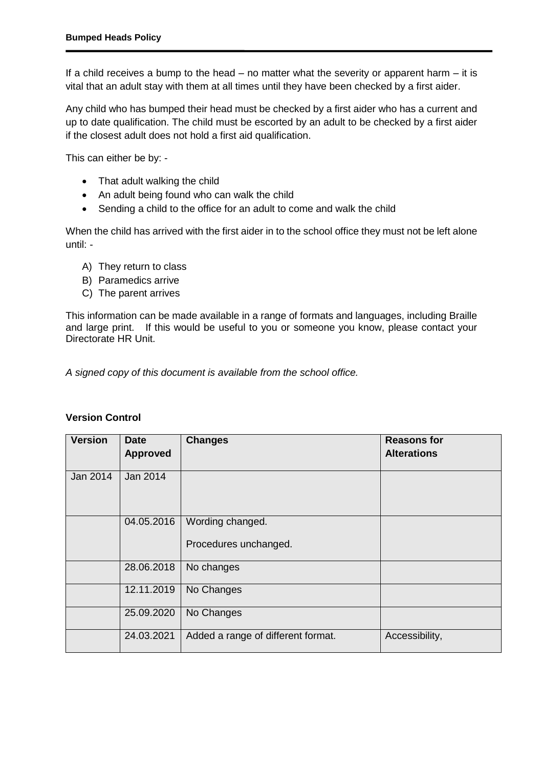If a child receives a bump to the head – no matter what the severity or apparent harm – it is vital that an adult stay with them at all times until they have been checked by a first aider.

Any child who has bumped their head must be checked by a first aider who has a current and up to date qualification. The child must be escorted by an adult to be checked by a first aider if the closest adult does not hold a first aid qualification.

This can either be by: -

- That adult walking the child
- An adult being found who can walk the child
- Sending a child to the office for an adult to come and walk the child

When the child has arrived with the first aider in to the school office they must not be left alone until: -

A) They return to class
B) Paramedics arrive
C) The parent arrives

This information can be made available in a range of formats and languages, including Braille and large print. If this would be useful to you or someone you know, please contact your Directorate HR Unit.

*A signed copy of this document is available from the school office.*

**Version Control**

| Version | Date Approved | Changes | Reasons for Alterations |
|---|---|---|---|
| Jan 2014 | Jan 2014 | | |
| | 04.05.2016 | Wording changed.<br>Procedures unchanged. | |
| | 28.06.2018 | No changes | |
| | 12.11.2019 | No Changes | |
| | 25.09.2020 | No Changes | |
| | 24.03.2021 | Added a range of different format. | Accessibility, |